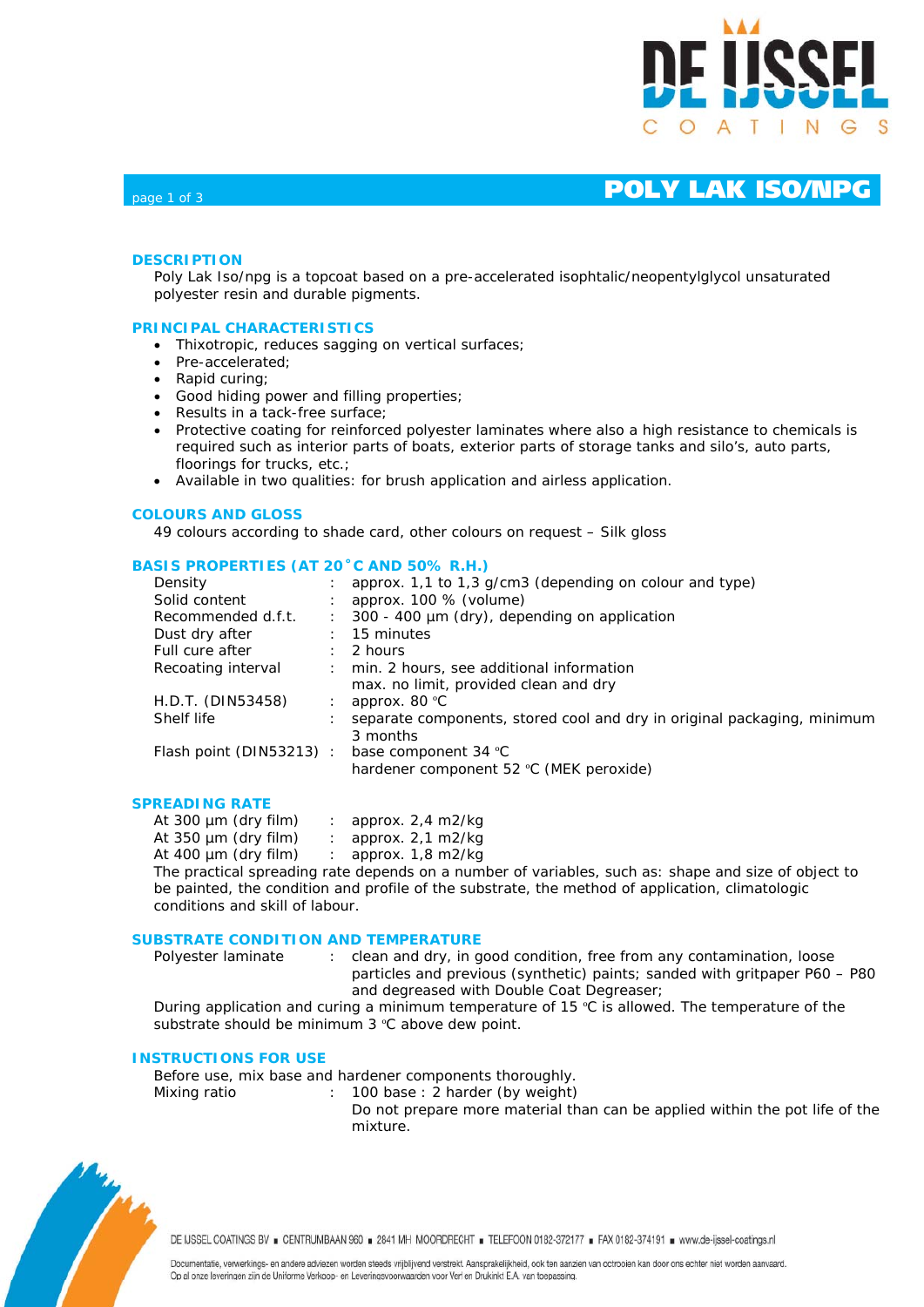# POLY LAK ISO/NPG

## DESCRIPTION

Poly Lak Iso/npg is a topcoat based on a pre-accelerated isophtalic/neopentylglycol unsaturated polyester resin and durable pigments.

## PRINCIPAL CHARACTERISTICS

- Thixotropic, reduces sagging on vertical surfaces;
- Pre-accelerated;
- Rapid curing;
- Good hiding power and filling properties;
- Results in a tack-free surface;
- Protective coating for reinforced polyester laminates where also a high resistance to chemicals is required such as interior parts of boats, exterior parts of storage tanks and silo's, auto parts, floorings for trucks, etc.;
- Available in two qualities: for brush application and airless application.

## COLOURS AND GLOSS

49 colours according to shade card, other colours on request – Silk gloss

## BASIS PROPERTIES (AT 20˚C AND 50% R.H.)

| | | |
|---|---|---|
| Density | : | approx. 1,1 to 1,3 g/cm3 (depending on colour and type) |
| Solid content | : | approx. 100 % (volume) |
| Recommended d.f.t. | : | 300 - 400 µm (dry), depending on application |
| Dust dry after | : | 15 minutes |
| Full cure after | : | 2 hours |
| Recoating interval | : | min. 2 hours, see additional information<br>max. no limit, provided clean and dry |
| H.D.T. (DIN53458) | : | approx. 80 ºC |
| Shelf life | : | separate components, stored cool and dry in original packaging, minimum 3 months |
| Flash point (DIN53213) | : | base component 34 ºC<br>hardener component 52 ºC (MEK peroxide) |

## SPREADING RATE

| | | |
|---|---|---|
| At 300 µm (dry film) | : | approx. 2,4 m2/kg |
| At 350 µm (dry film) | : | approx. 2,1 m2/kg |
| At 400 µm (dry film) | : | approx. 1,8 m2/kg |

The practical spreading rate depends on a number of variables, such as: shape and size of object to be painted, the condition and profile of the substrate, the method of application, climatologic conditions and skill of labour.

## SUBSTRATE CONDITION AND TEMPERATURE

Polyester laminate : clean and dry, in good condition, free from any contamination, loose particles and previous (synthetic) paints; sanded with gritpaper P60 – P80 and degreased with Double Coat Degreaser;

During application and curing a minimum temperature of 15 ºC is allowed. The temperature of the substrate should be minimum 3 ºC above dew point.

## INSTRUCTIONS FOR USE

Before use, mix base and hardener components thoroughly.

Mixing ratio : 100 base : 2 harder (by weight)
Do not prepare more material than can be applied within the pot life of the mixture.

DE IJSSEL COATINGS BV ■ CENTRUMBAAN 960 ■ 2841 MH MOORDRECHT ■ TELEFOON 0182-372177 ■ FAX 0182-374191 ■ www.de-ijssel-coatings.nl

Documentatie, verwerkings- en andere adviezen worden steeds vrijblijvend verstrekt. Aansprakelijkheid, ook ten aanzien van octrooien kan door ons echter niet worden aanvaard. Op al onze leveringen zijn de Uniforme Verkoop- en Leveringsvoorwaarden voor Verf en Drukinkt E.A. van toepassing.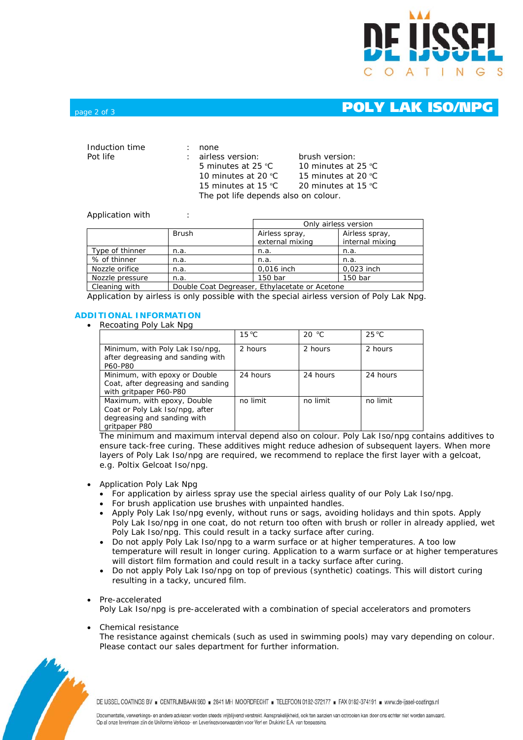Induction time : none

Pot life : airless version: brush version:

| airless version: | brush version: |
|---|---|
| 5 minutes at 25 °C | 10 minutes at 25 °C |
| 10 minutes at 20 °C | 15 minutes at 20 °C |
| 15 minutes at 15 °C | 20 minutes at 15 °C |

The pot life depends also on colour.

Application with :

| | | Only airless version | |
|---|---|---|---|
| | Brush | Airless spray, external mixing | Airless spray, internal mixing |
| Type of thinner | n.a. | n.a. | n.a. |
| % of thinner | n.a. | n.a. | n.a. |
| Nozzle orifice | n.a. | 0,016 inch | 0,023 inch |
| Nozzle pressure | n.a. | 150 bar | 150 bar |
| Cleaning with | Double Coat Degreaser, Ethylacetate or Acetone | | |

Application by airless is only possible with the special airless version of Poly Lak Npg.

## ADDITIONAL INFORMATION

- Recoating Poly Lak Npg

| | 15 °C | 20 °C | 25 °C |
|---|---|---|---|
| Minimum, with Poly Lak Iso/npg, after degreasing and sanding with P60-P80 | 2 hours | 2 hours | 2 hours |
| Minimum, with epoxy or Double Coat, after degreasing and sanding with gritpaper P60-P80 | 24 hours | 24 hours | 24 hours |
| Maximum, with epoxy, Double Coat or Poly Lak Iso/npg, after degreasing and sanding with gritpaper P80 | no limit | no limit | no limit |

The minimum and maximum interval depend also on colour. Poly Lak Iso/npg contains additives to ensure tack-free curing. These additives might reduce adhesion of subsequent layers. When more layers of Poly Lak Iso/npg are required, we recommend to replace the first layer with a gelcoat, e.g. Poltix Gelcoat Iso/npg.

- Application Poly Lak Npg
  - For application by airless spray use the special airless quality of our Poly Lak Iso/npg.
  - For brush application use brushes with unpainted handles.
  - Apply Poly Lak Iso/npg evenly, without runs or sags, avoiding holidays and thin spots. Apply Poly Lak Iso/npg in one coat, do not return too often with brush or roller in already applied, wet Poly Lak Iso/npg. This could result in a tacky surface after curing.
  - Do not apply Poly Lak Iso/npg to a warm surface or at higher temperatures. A too low temperature will result in longer curing. Application to a warm surface or at higher temperatures will distort film formation and could result in a tacky surface after curing.
  - Do not apply Poly Lak Iso/npg on top of previous (synthetic) coatings. This will distort curing resulting in a tacky, uncured film.

- Pre-accelerated
  Poly Lak Iso/npg is pre-accelerated with a combination of special accelerators and promoters

- Chemical resistance
  The resistance against chemicals (such as used in swimming pools) may vary depending on colour. Please contact our sales department for further information.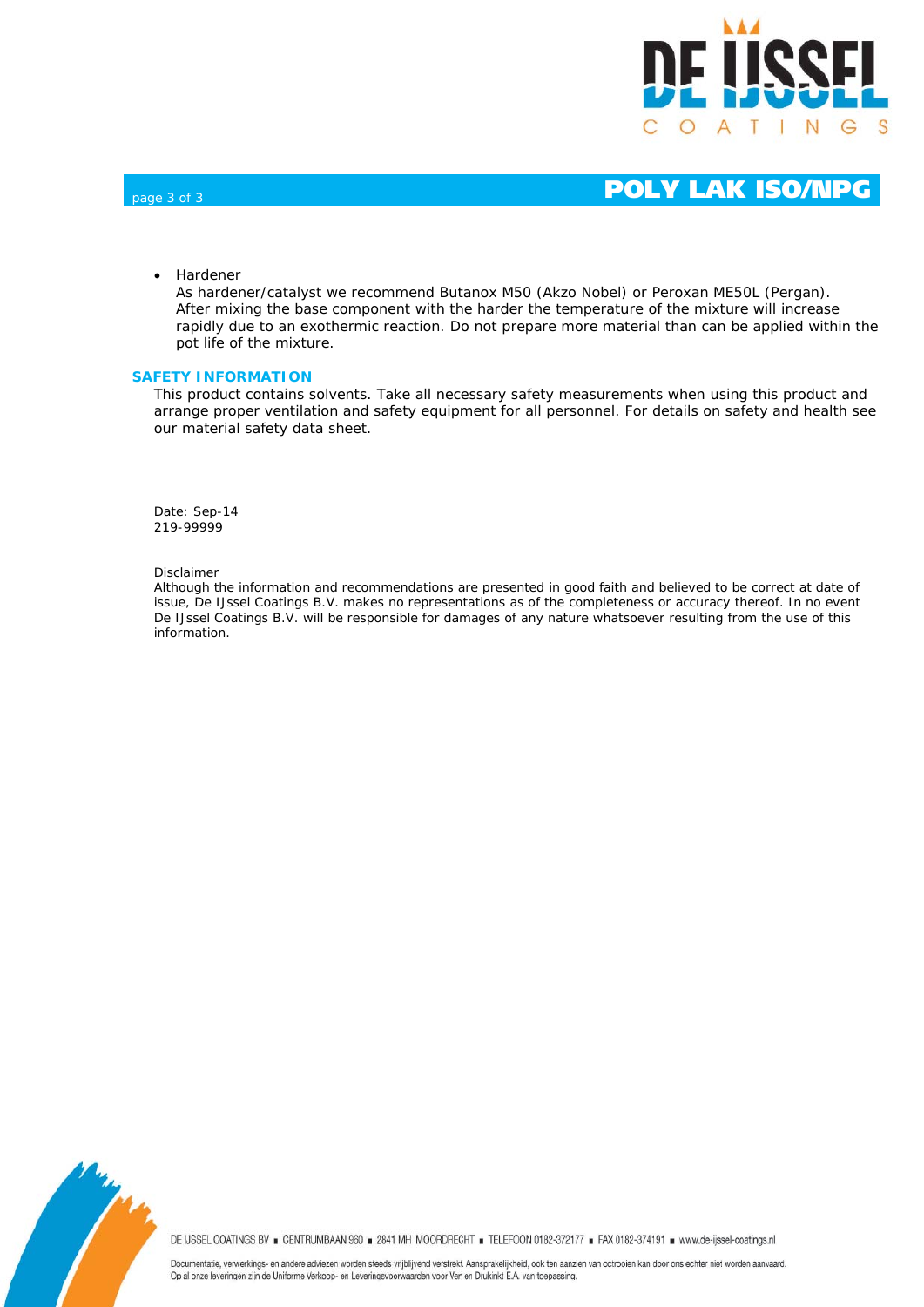- Hardener
  As hardener/catalyst we recommend Butanox M50 (Akzo Nobel) or Peroxan ME50L (Pergan). After mixing the base component with the harder the temperature of the mixture will increase rapidly due to an exothermic reaction. Do not prepare more material than can be applied within the pot life of the mixture.

## SAFETY INFORMATION

This product contains solvents. Take all necessary safety measurements when using this product and arrange proper ventilation and safety equipment for all personnel. For details on safety and health see our material safety data sheet.

Date: Sep-14
219-99999

Disclaimer
Although the information and recommendations are presented in good faith and believed to be correct at date of issue, De IJssel Coatings B.V. makes no representations as of the completeness or accuracy thereof. In no event De IJssel Coatings B.V. will be responsible for damages of any nature whatsoever resulting from the use of this information.

DE IJSSEL COATINGS BV ▪ CENTRUMBAAN 960 ▪ 2841 MH MOORDRECHT ▪ TELEFOON 0182-372177 ▪ FAX 0182-374191 ▪ www.de-ijssel-coatings.nl

Documentatie, verwerkings- en andere adviezen worden steeds vrijblijvend verstrekt. Aansprakelijkheid, ook ten aanzien van octrooien kan door ons echter niet worden aanvaard. Op al onze leveringen zijn de Uniforme Verkoop- en Leveringsvoorwaarden voor Verf en Drukinkt E.A. van toepassing.